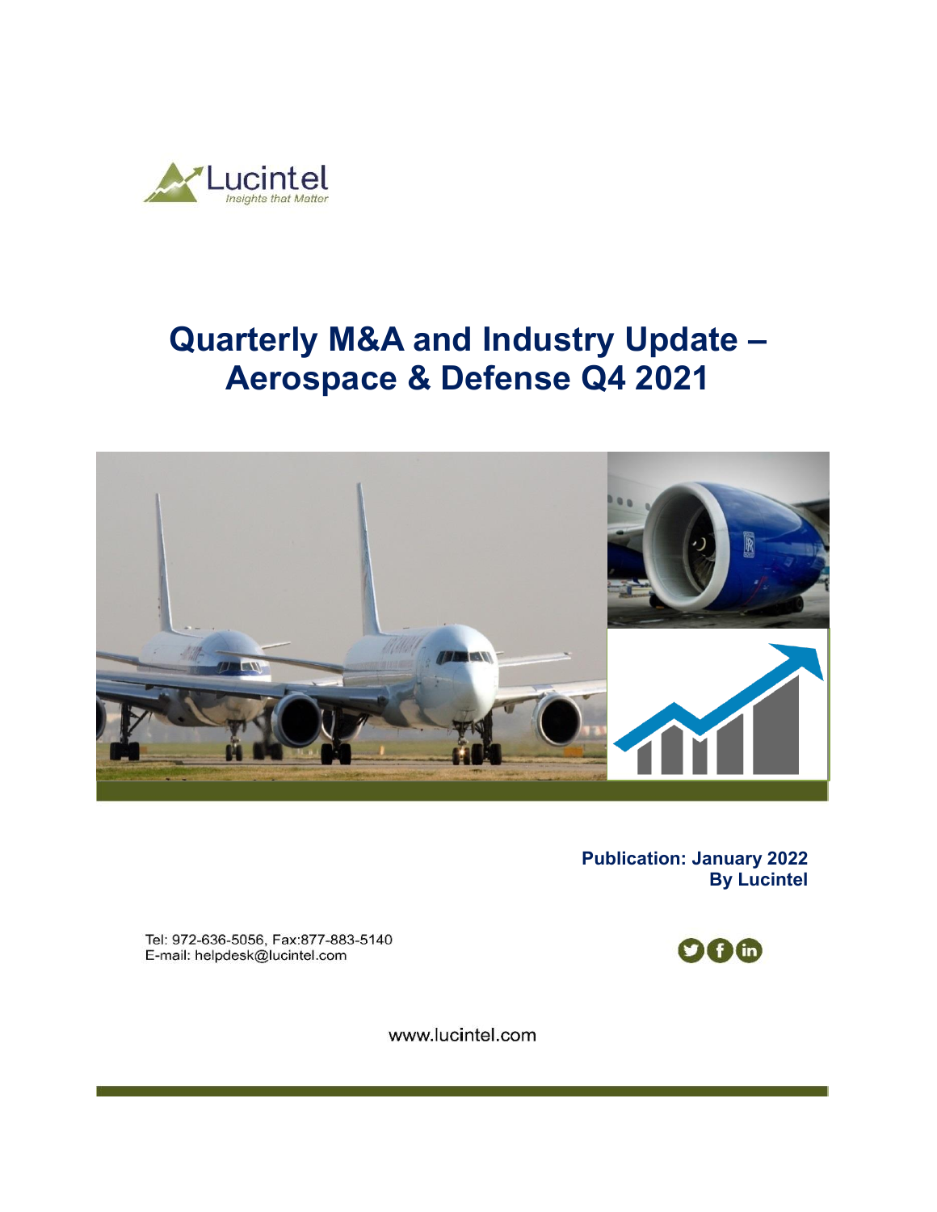Lucintel
*Insights that Matter*

# Quarterly M&A and Industry Update – Aerospace & Defense Q4 2021

**Publication: January 2022**
**By Lucintel**

Tel: 972-636-5056, Fax:877-883-5140
E-mail: helpdesk@lucintel.com

www.lucintel.com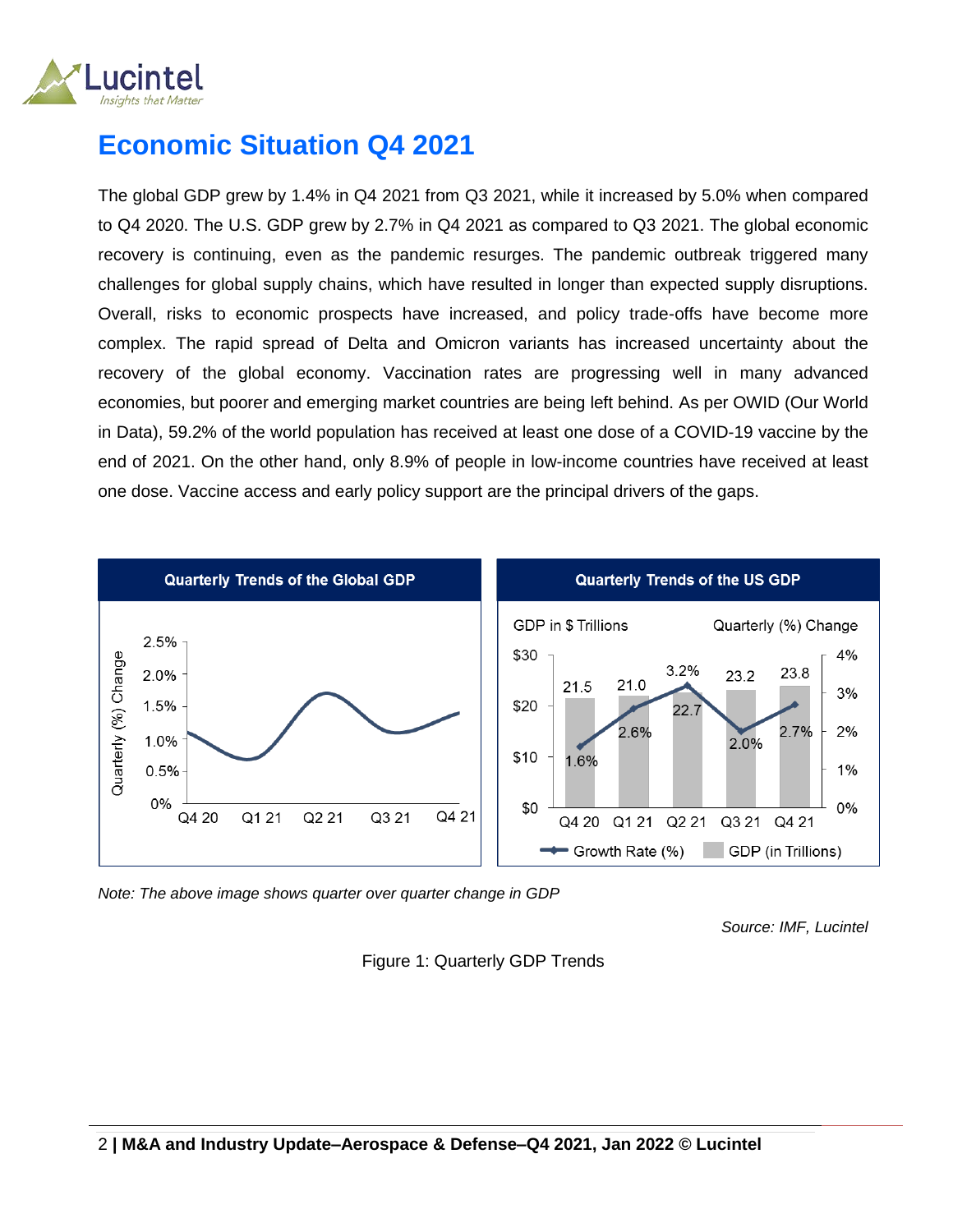# Economic Situation Q4 2021

The global GDP grew by 1.4% in Q4 2021 from Q3 2021, while it increased by 5.0% when compared to Q4 2020. The U.S. GDP grew by 2.7% in Q4 2021 as compared to Q3 2021. The global economic recovery is continuing, even as the pandemic resurges. The pandemic outbreak triggered many challenges for global supply chains, which have resulted in longer than expected supply disruptions. Overall, risks to economic prospects have increased, and policy trade-offs have become more complex. The rapid spread of Delta and Omicron variants has increased uncertainty about the recovery of the global economy. Vaccination rates are progressing well in many advanced economies, but poorer and emerging market countries are being left behind. As per OWID (Our World in Data), 59.2% of the world population has received at least one dose of a COVID-19 vaccine by the end of 2021. On the other hand, only 8.9% of people in low-income countries have received at least one dose. Vaccine access and early policy support are the principal drivers of the gaps.

**Quarterly Trends of the Global GDP**

**Quarterly Trends of the US GDP**

| Quarter | GDP (in $ Trillions) | Growth Rate (%) |
|---|---|---|
| Q4 20 | 21.5 | 1.6% |
| Q1 21 | 21.0 | 2.6% |
| Q2 21 | 22.7 | 3.2% |
| Q3 21 | 23.2 | 2.0% |
| Q4 21 | 23.8 | 2.7% |

*Note: The above image shows quarter over quarter change in GDP*

*Source: IMF, Lucintel*

Figure 1: Quarterly GDP Trends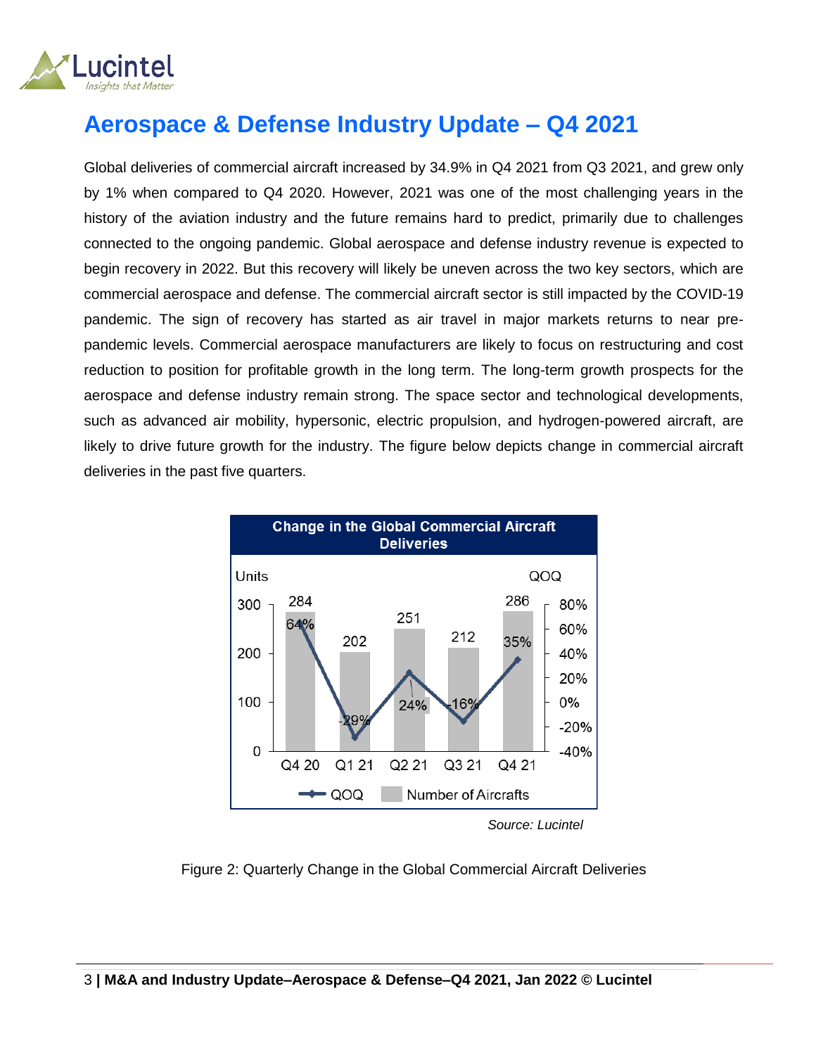# Aerospace & Defense Industry Update – Q4 2021

Global deliveries of commercial aircraft increased by 34.9% in Q4 2021 from Q3 2021, and grew only by 1% when compared to Q4 2020. However, 2021 was one of the most challenging years in the history of the aviation industry and the future remains hard to predict, primarily due to challenges connected to the ongoing pandemic. Global aerospace and defense industry revenue is expected to begin recovery in 2022. But this recovery will likely be uneven across the two key sectors, which are commercial aerospace and defense. The commercial aircraft sector is still impacted by the COVID-19 pandemic. The sign of recovery has started as air travel in major markets returns to near pre-pandemic levels. Commercial aerospace manufacturers are likely to focus on restructuring and cost reduction to position for profitable growth in the long term. The long-term growth prospects for the aerospace and defense industry remain strong. The space sector and technological developments, such as advanced air mobility, hypersonic, electric propulsion, and hydrogen-powered aircraft, are likely to drive future growth for the industry. The figure below depicts change in commercial aircraft deliveries in the past five quarters.

**Change in the Global Commercial Aircraft Deliveries**

| Quarter | Number of Aircrafts (Units) | QOQ |
|---|---|---|
| Q4 20 | 284 | 64% |
| Q1 21 | 202 | -29% |
| Q2 21 | 251 | 24% |
| Q3 21 | 212 | -16% |
| Q4 21 | 286 | 35% |

*Source: Lucintel*

Figure 2: Quarterly Change in the Global Commercial Aircraft Deliveries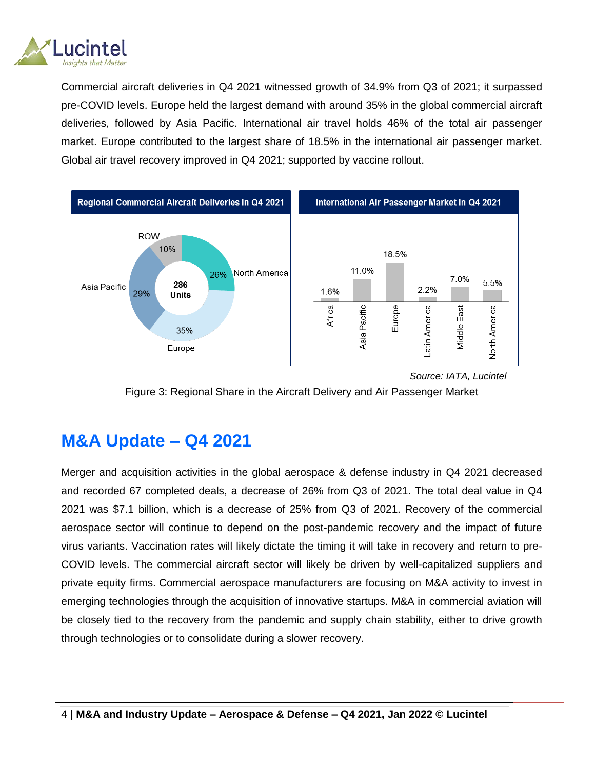Commercial aircraft deliveries in Q4 2021 witnessed growth of 34.9% from Q3 of 2021; it surpassed pre-COVID levels. Europe held the largest demand with around 35% in the global commercial aircraft deliveries, followed by Asia Pacific. International air travel holds 46% of the total air passenger market. Europe contributed to the largest share of 18.5% in the international air passenger market. Global air travel recovery improved in Q4 2021; supported by vaccine rollout.

**Regional Commercial Aircraft Deliveries in Q4 2021**

286 Units

| Region | Share |
|---|---|
| North America | 26% |
| Europe | 35% |
| Asia Pacific | 29% |
| ROW | 10% |

**International Air Passenger Market in Q4 2021**

| Region | Share |
|---|---|
| Africa | 1.6% |
| Asia Pacific | 11.0% |
| Europe | 18.5% |
| Latin America | 2.2% |
| Middle East | 7.0% |
| North America | 5.5% |

*Source: IATA, Lucintel*

Figure 3: Regional Share in the Aircraft Delivery and Air Passenger Market

## M&A Update – Q4 2021

Merger and acquisition activities in the global aerospace & defense industry in Q4 2021 decreased and recorded 67 completed deals, a decrease of 26% from Q3 of 2021. The total deal value in Q4 2021 was $7.1 billion, which is a decrease of 25% from Q3 of 2021. Recovery of the commercial aerospace sector will continue to depend on the post-pandemic recovery and the impact of future virus variants. Vaccination rates will likely dictate the timing it will take in recovery and return to pre-COVID levels. The commercial aircraft sector will likely be driven by well-capitalized suppliers and private equity firms. Commercial aerospace manufacturers are focusing on M&A activity to invest in emerging technologies through the acquisition of innovative startups. M&A in commercial aviation will be closely tied to the recovery from the pandemic and supply chain stability, either to drive growth through technologies or to consolidate during a slower recovery.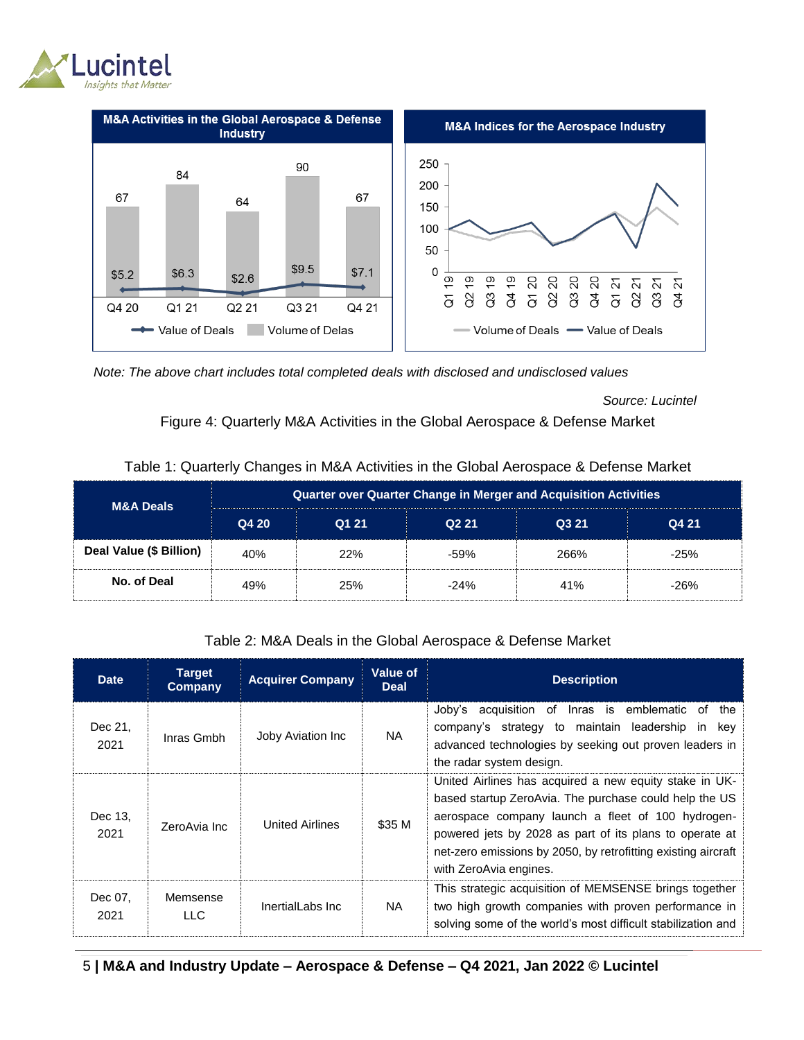Note: The above chart includes total completed deals with disclosed and undisclosed values

Source: Lucintel

Figure 4: Quarterly M&A Activities in the Global Aerospace & Defense Market

Table 1: Quarterly Changes in M&A Activities in the Global Aerospace & Defense Market

| M&A Deals | Quarter over Quarter Change in Merger and Acquisition Activities | | | | |
|---|---|---|---|---|---|
| | Q4 20 | Q1 21 | Q2 21 | Q3 21 | Q4 21 |
| Deal Value ($ Billion) | 40% | 22% | -59% | 266% | -25% |
| No. of Deal | 49% | 25% | -24% | 41% | -26% |

Table 2: M&A Deals in the Global Aerospace & Defense Market

| Date | Target Company | Acquirer Company | Value of Deal | Description |
|---|---|---|---|---|
| Dec 21, 2021 | Inras Gmbh | Joby Aviation Inc | NA | Joby's acquisition of Inras is emblematic of the company's strategy to maintain leadership in key advanced technologies by seeking out proven leaders in the radar system design. |
| Dec 13, 2021 | ZeroAvia Inc | United Airlines | $35 M | United Airlines has acquired a new equity stake in UK-based startup ZeroAvia. The purchase could help the US aerospace company launch a fleet of 100 hydrogen-powered jets by 2028 as part of its plans to operate at net-zero emissions by 2050, by retrofitting existing aircraft with ZeroAvia engines. |
| Dec 07, 2021 | Memsense LLC | InertialLabs Inc | NA | This strategic acquisition of MEMSENSE brings together two high growth companies with proven performance in solving some of the world's most difficult stabilization and |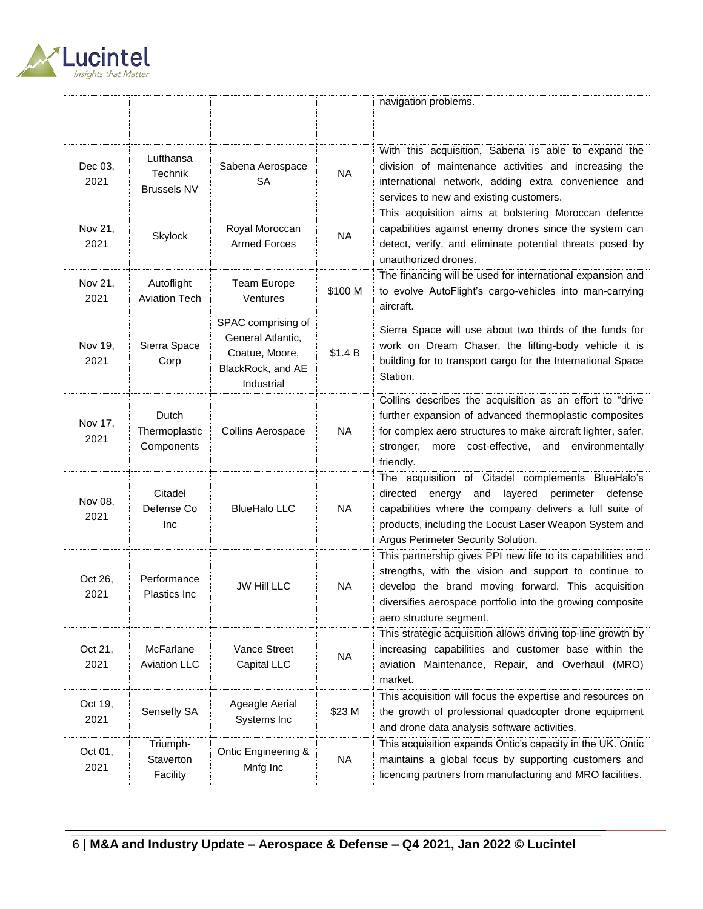|  |  |  |  | navigation problems. |
|---|---|---|---|---|
| Dec 03, 2021 | Lufthansa Technik Brussels NV | Sabena Aerospace SA | NA | With this acquisition, Sabena is able to expand the division of maintenance activities and increasing the international network, adding extra convenience and services to new and existing customers. |
| Nov 21, 2021 | Skylock | Royal Moroccan Armed Forces | NA | This acquisition aims at bolstering Moroccan defence capabilities against enemy drones since the system can detect, verify, and eliminate potential threats posed by unauthorized drones. |
| Nov 21, 2021 | Autoflight Aviation Tech | Team Europe Ventures | $100 M | The financing will be used for international expansion and to evolve AutoFlight's cargo-vehicles into man-carrying aircraft. |
| Nov 19, 2021 | Sierra Space Corp | SPAC comprising of General Atlantic, Coatue, Moore, BlackRock, and AE Industrial | $1.4 B | Sierra Space will use about two thirds of the funds for work on Dream Chaser, the lifting-body vehicle it is building for to transport cargo for the International Space Station. |
| Nov 17, 2021 | Dutch Thermoplastic Components | Collins Aerospace | NA | Collins describes the acquisition as an effort to "drive further expansion of advanced thermoplastic composites for complex aero structures to make aircraft lighter, safer, stronger, more cost-effective, and environmentally friendly. |
| Nov 08, 2021 | Citadel Defense Co Inc | BlueHalo LLC | NA | The acquisition of Citadel complements BlueHalo's directed energy and layered perimeter defense capabilities where the company delivers a full suite of products, including the Locust Laser Weapon System and Argus Perimeter Security Solution. |
| Oct 26, 2021 | Performance Plastics Inc | JW Hill LLC | NA | This partnership gives PPI new life to its capabilities and strengths, with the vision and support to continue to develop the brand moving forward. This acquisition diversifies aerospace portfolio into the growing composite aero structure segment. |
| Oct 21, 2021 | McFarlane Aviation LLC | Vance Street Capital LLC | NA | This strategic acquisition allows driving top-line growth by increasing capabilities and customer base within the aviation Maintenance, Repair, and Overhaul (MRO) market. |
| Oct 19, 2021 | Sensefly SA | Ageagle Aerial Systems Inc | $23 M | This acquisition will focus the expertise and resources on the growth of professional quadcopter drone equipment and drone data analysis software activities. |
| Oct 01, 2021 | Triumph-Staverton Facility | Ontic Engineering & Mnfg Inc | NA | This acquisition expands Ontic's capacity in the UK. Ontic maintains a global focus by supporting customers and licencing partners from manufacturing and MRO facilities. |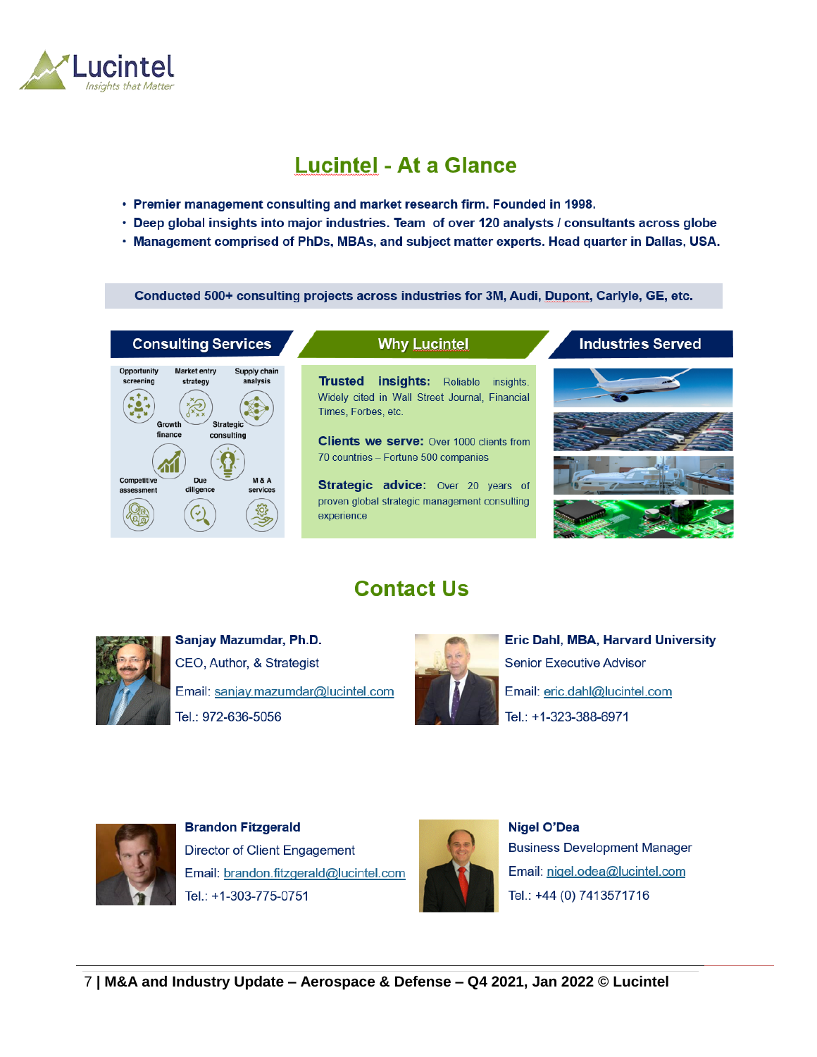# Lucintel - At a Glance

- Premier management consulting and market research firm. Founded in 1998.
- Deep global insights into major industries. Team of over 120 analysts / consultants across globe
- Management comprised of PhDs, MBAs, and subject matter experts. Head quarter in Dallas, USA.

**Conducted 500+ consulting projects across industries for 3M, Audi, Dupont, Carlyle, GE, etc.**

## Consulting Services

Opportunity screening

Market entry strategy

Supply chain analysis

Growth finance

Strategic consulting

Competitive assessment

Due diligence

M & A services

## Why Lucintel

**Trusted insights:** Reliable insights. Widely cited in Wall Street Journal, Financial Times, Forbes, etc.

**Clients we serve:** Over 1000 clients from 70 countries – Fortune 500 companies

**Strategic advice:** Over 20 years of proven global strategic management consulting experience

## Industries Served

# Contact Us

**Sanjay Mazumdar, Ph.D.**
CEO, Author, & Strategist
Email: sanjay.mazumdar@lucintel.com
Tel.: 972-636-5056

**Eric Dahl, MBA, Harvard University**
Senior Executive Advisor
Email: eric.dahl@lucintel.com
Tel.: +1-323-388-6971

**Brandon Fitzgerald**
Director of Client Engagement
Email: brandon.fitzgerald@lucintel.com
Tel.: +1-303-775-0751

**Nigel O'Dea**
Business Development Manager
Email: nigel.odea@lucintel.com
Tel.: +44 (0) 7413571716